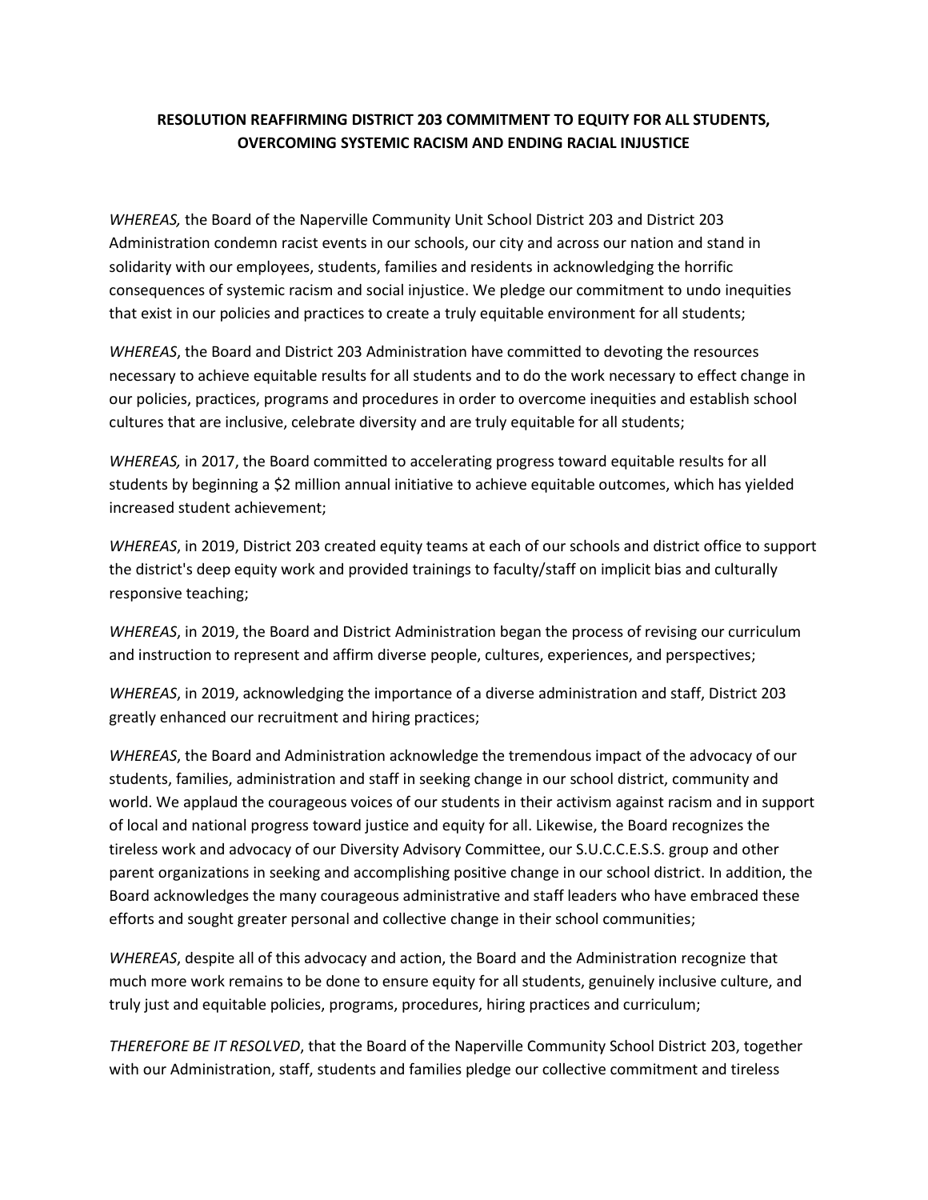**RESOLUTION REAFFIRMING DISTRICT 203 COMMITMENT TO EQUITY FOR ALL STUDENTS, OVERCOMING SYSTEMIC RACISM AND ENDING RACIAL INJUSTICE**

*WHEREAS,* the Board of the Naperville Community Unit School District 203 and District 203 Administration condemn racist events in our schools, our city and across our nation and stand in solidarity with our employees, students, families and residents in acknowledging the horrific consequences of systemic racism and social injustice. We pledge our commitment to undo inequities that exist in our policies and practices to create a truly equitable environment for all students;

*WHEREAS*, the Board and District 203 Administration have committed to devoting the resources necessary to achieve equitable results for all students and to do the work necessary to effect change in our policies, practices, programs and procedures in order to overcome inequities and establish school cultures that are inclusive, celebrate diversity and are truly equitable for all students;

*WHEREAS,* in 2017, the Board committed to accelerating progress toward equitable results for all students by beginning a $2 million annual initiative to achieve equitable outcomes, which has yielded increased student achievement;

*WHEREAS*, in 2019, District 203 created equity teams at each of our schools and district office to support the district's deep equity work and provided trainings to faculty/staff on implicit bias and culturally responsive teaching;

*WHEREAS*, in 2019, the Board and District Administration began the process of revising our curriculum and instruction to represent and affirm diverse people, cultures, experiences, and perspectives;

*WHEREAS*, in 2019, acknowledging the importance of a diverse administration and staff, District 203 greatly enhanced our recruitment and hiring practices;

*WHEREAS*, the Board and Administration acknowledge the tremendous impact of the advocacy of our students, families, administration and staff in seeking change in our school district, community and world. We applaud the courageous voices of our students in their activism against racism and in support of local and national progress toward justice and equity for all. Likewise, the Board recognizes the tireless work and advocacy of our Diversity Advisory Committee, our S.U.C.C.E.S.S. group and other parent organizations in seeking and accomplishing positive change in our school district. In addition, the Board acknowledges the many courageous administrative and staff leaders who have embraced these efforts and sought greater personal and collective change in their school communities;

*WHEREAS*, despite all of this advocacy and action, the Board and the Administration recognize that much more work remains to be done to ensure equity for all students, genuinely inclusive culture, and truly just and equitable policies, programs, procedures, hiring practices and curriculum;

*THEREFORE BE IT RESOLVED*, that the Board of the Naperville Community School District 203, together with our Administration, staff, students and families pledge our collective commitment and tireless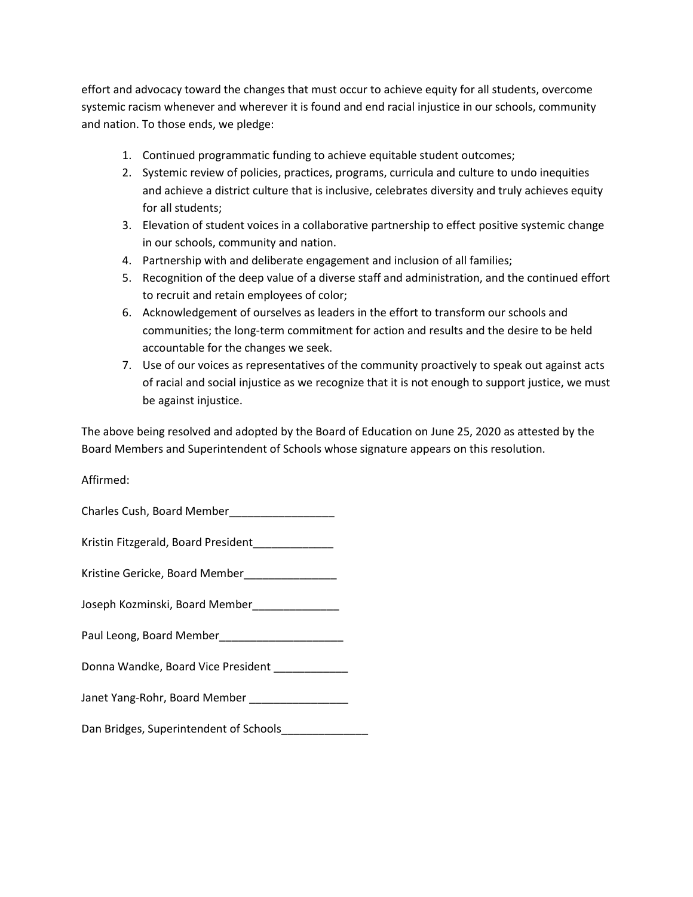effort and advocacy toward the changes that must occur to achieve equity for all students, overcome systemic racism whenever and wherever it is found and end racial injustice in our schools, community and nation. To those ends, we pledge:

1. Continued programmatic funding to achieve equitable student outcomes;
2. Systemic review of policies, practices, programs, curricula and culture to undo inequities and achieve a district culture that is inclusive, celebrates diversity and truly achieves equity for all students;
3. Elevation of student voices in a collaborative partnership to effect positive systemic change in our schools, community and nation.
4. Partnership with and deliberate engagement and inclusion of all families;
5. Recognition of the deep value of a diverse staff and administration, and the continued effort to recruit and retain employees of color;
6. Acknowledgement of ourselves as leaders in the effort to transform our schools and communities; the long-term commitment for action and results and the desire to be held accountable for the changes we seek.
7. Use of our voices as representatives of the community proactively to speak out against acts of racial and social injustice as we recognize that it is not enough to support justice, we must be against injustice.

The above being resolved and adopted by the Board of Education on June 25, 2020 as attested by the Board Members and Superintendent of Schools whose signature appears on this resolution.

Affirmed:

Charles Cush, Board Member_________________

Kristin Fitzgerald, Board President_____________

Kristine Gericke, Board Member_______________

Joseph Kozminski, Board Member______________

Paul Leong, Board Member____________________

Donna Wandke, Board Vice President ____________

Janet Yang-Rohr, Board Member ________________

Dan Bridges, Superintendent of Schools______________